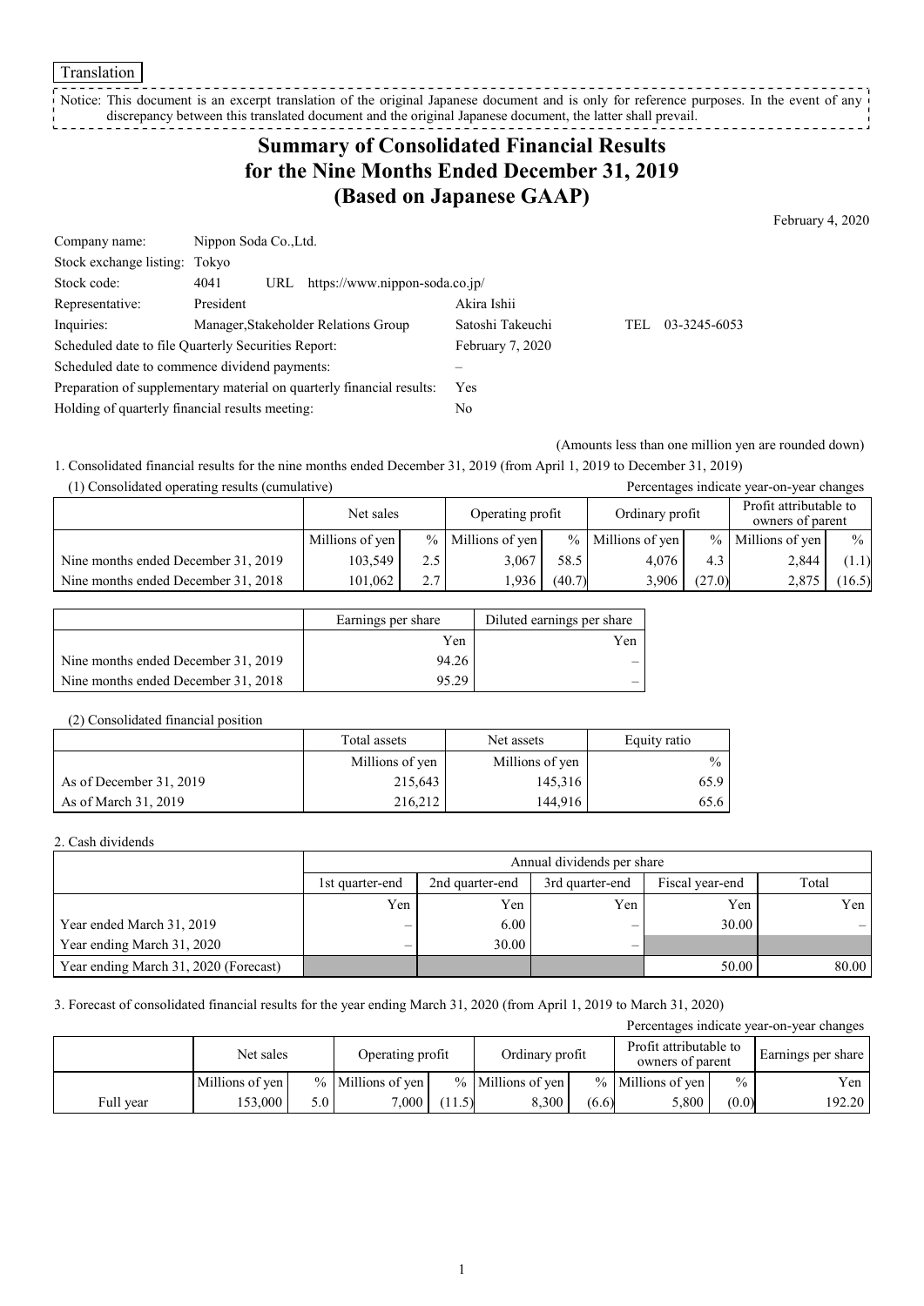Translation

Notice: This document is an excerpt translation of the original Japanese document and is only for reference purposes. In the event of any discrepancy between this translated document and the original Japanese document, the latter shall prevail.

# Summary of Consolidated Financial Results for the Nine Months Ended December 31, 2019 (Based on Japanese GAAP)

February 4, 2020

| | | | | |
|---|---|---|---|---|
| Company name: | Nippon Soda Co.,Ltd. | | | |
| Stock exchange listing: | Tokyo | | | |
| Stock code: | 4041 URL https://www.nippon-soda.co.jp/ | | | |
| Representative: | President | Akira Ishii | | |
| Inquiries: | Manager,Stakeholder Relations Group | Satoshi Takeuchi | TEL | 03-3245-6053 |
| Scheduled date to file Quarterly Securities Report: | | February 7, 2020 | | |
| Scheduled date to commence dividend payments: | | – | | |
| Preparation of supplementary material on quarterly financial results: | | Yes | | |
| Holding of quarterly financial results meeting: | | No | | |

(Amounts less than one million yen are rounded down)

1. Consolidated financial results for the nine months ended December 31, 2019 (from April 1, 2019 to December 31, 2019)

(1) Consolidated operating results (cumulative)

Percentages indicate year-on-year changes

| | Net sales | | Operating profit | | Ordinary profit | | Profit attributable to owners of parent | |
|---|---|---|---|---|---|---|---|---|
| | Millions of yen | % | Millions of yen | % | Millions of yen | % | Millions of yen | % |
| Nine months ended December 31, 2019 | 103,549 | 2.5 | 3,067 | 58.5 | 4,076 | 4.3 | 2,844 | (1.1) |
| Nine months ended December 31, 2018 | 101,062 | 2.7 | 1,936 | (40.7) | 3,906 | (27.0) | 2,875 | (16.5) |

| | Earnings per share | Diluted earnings per share |
|---|---|---|
| | Yen | Yen |
| Nine months ended December 31, 2019 | 94.26 | – |
| Nine months ended December 31, 2018 | 95.29 | – |

(2) Consolidated financial position

| | Total assets | Net assets | Equity ratio |
|---|---|---|---|
| | Millions of yen | Millions of yen | % |
| As of December 31, 2019 | 215,643 | 145,316 | 65.9 |
| As of March 31, 2019 | 216,212 | 144,916 | 65.6 |

2. Cash dividends

| | Annual dividends per share | | | | |
|---|---|---|---|---|---|
| | 1st quarter-end | 2nd quarter-end | 3rd quarter-end | Fiscal year-end | Total |
| | Yen | Yen | Yen | Yen | Yen |
| Year ended March 31, 2019 | – | 6.00 | – | 30.00 | – |
| Year ending March 31, 2020 | – | 30.00 | – | | |
| Year ending March 31, 2020 (Forecast) | | | | 50.00 | 80.00 |

3. Forecast of consolidated financial results for the year ending March 31, 2020 (from April 1, 2019 to March 31, 2020)

Percentages indicate year-on-year changes

| | Net sales | | Operating profit | | Ordinary profit | | Profit attributable to owners of parent | | Earnings per share |
|---|---|---|---|---|---|---|---|---|---|
| | Millions of yen | % | Millions of yen | % | Millions of yen | % | Millions of yen | % | Yen |
| Full year | 153,000 | 5.0 | 7,000 | (11.5) | 8,300 | (6.6) | 5,800 | (0.0) | 192.20 |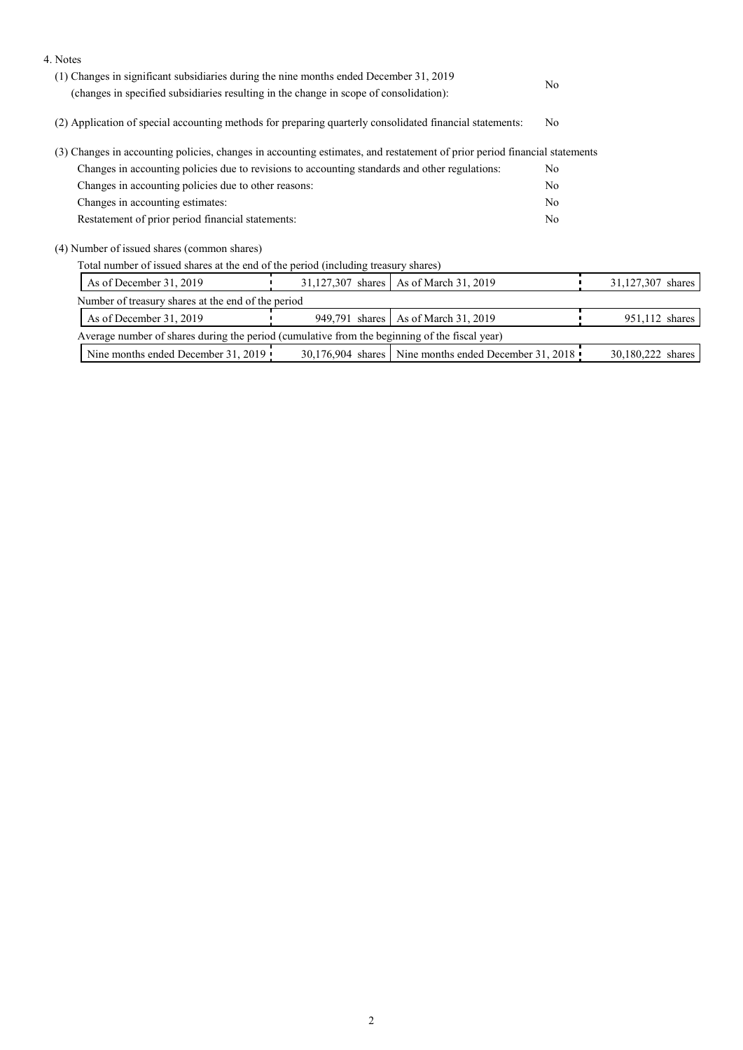4. Notes

(1) Changes in significant subsidiaries during the nine months ended December 31, 2019 (changes in specified subsidiaries resulting in the change in scope of consolidation): No

(2) Application of special accounting methods for preparing quarterly consolidated financial statements: No

(3) Changes in accounting policies, changes in accounting estimates, and restatement of prior period financial statements

| | |
|---|---|
| Changes in accounting policies due to revisions to accounting standards and other regulations: | No |
| Changes in accounting policies due to other reasons: | No |
| Changes in accounting estimates: | No |
| Restatement of prior period financial statements: | No |

(4) Number of issued shares (common shares)

Total number of issued shares at the end of the period (including treasury shares)

| | | | |
|---|---|---|---|
| As of December 31, 2019 | 31,127,307 shares | As of March 31, 2019 | 31,127,307 shares |

Number of treasury shares at the end of the period

| | | | |
|---|---|---|---|
| As of December 31, 2019 | 949,791 shares | As of March 31, 2019 | 951,112 shares |

Average number of shares during the period (cumulative from the beginning of the fiscal year)

| | | | |
|---|---|---|---|
| Nine months ended December 31, 2019 | 30,176,904 shares | Nine months ended December 31, 2018 | 30,180,222 shares |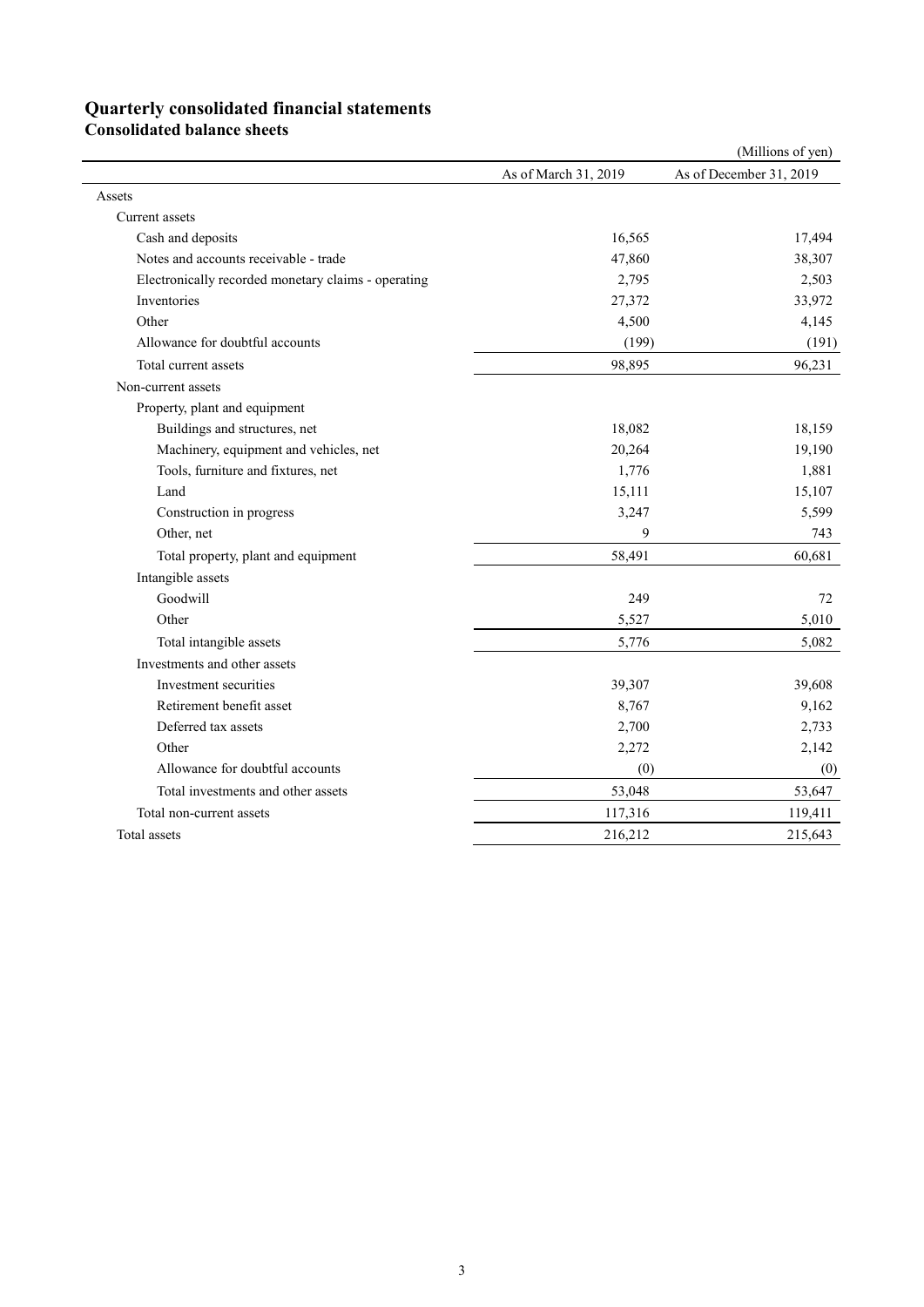# Quarterly consolidated financial statements

## Consolidated balance sheets

(Millions of yen)

| | As of March 31, 2019 | As of December 31, 2019 |
|---|---|---|
| Assets | | |
| Current assets | | |
| Cash and deposits | 16,565 | 17,494 |
| Notes and accounts receivable - trade | 47,860 | 38,307 |
| Electronically recorded monetary claims - operating | 2,795 | 2,503 |
| Inventories | 27,372 | 33,972 |
| Other | 4,500 | 4,145 |
| Allowance for doubtful accounts | (199) | (191) |
| Total current assets | 98,895 | 96,231 |
| Non-current assets | | |
| Property, plant and equipment | | |
| Buildings and structures, net | 18,082 | 18,159 |
| Machinery, equipment and vehicles, net | 20,264 | 19,190 |
| Tools, furniture and fixtures, net | 1,776 | 1,881 |
| Land | 15,111 | 15,107 |
| Construction in progress | 3,247 | 5,599 |
| Other, net | 9 | 743 |
| Total property, plant and equipment | 58,491 | 60,681 |
| Intangible assets | | |
| Goodwill | 249 | 72 |
| Other | 5,527 | 5,010 |
| Total intangible assets | 5,776 | 5,082 |
| Investments and other assets | | |
| Investment securities | 39,307 | 39,608 |
| Retirement benefit asset | 8,767 | 9,162 |
| Deferred tax assets | 2,700 | 2,733 |
| Other | 2,272 | 2,142 |
| Allowance for doubtful accounts | (0) | (0) |
| Total investments and other assets | 53,048 | 53,647 |
| Total non-current assets | 117,316 | 119,411 |
| Total assets | 216,212 | 215,643 |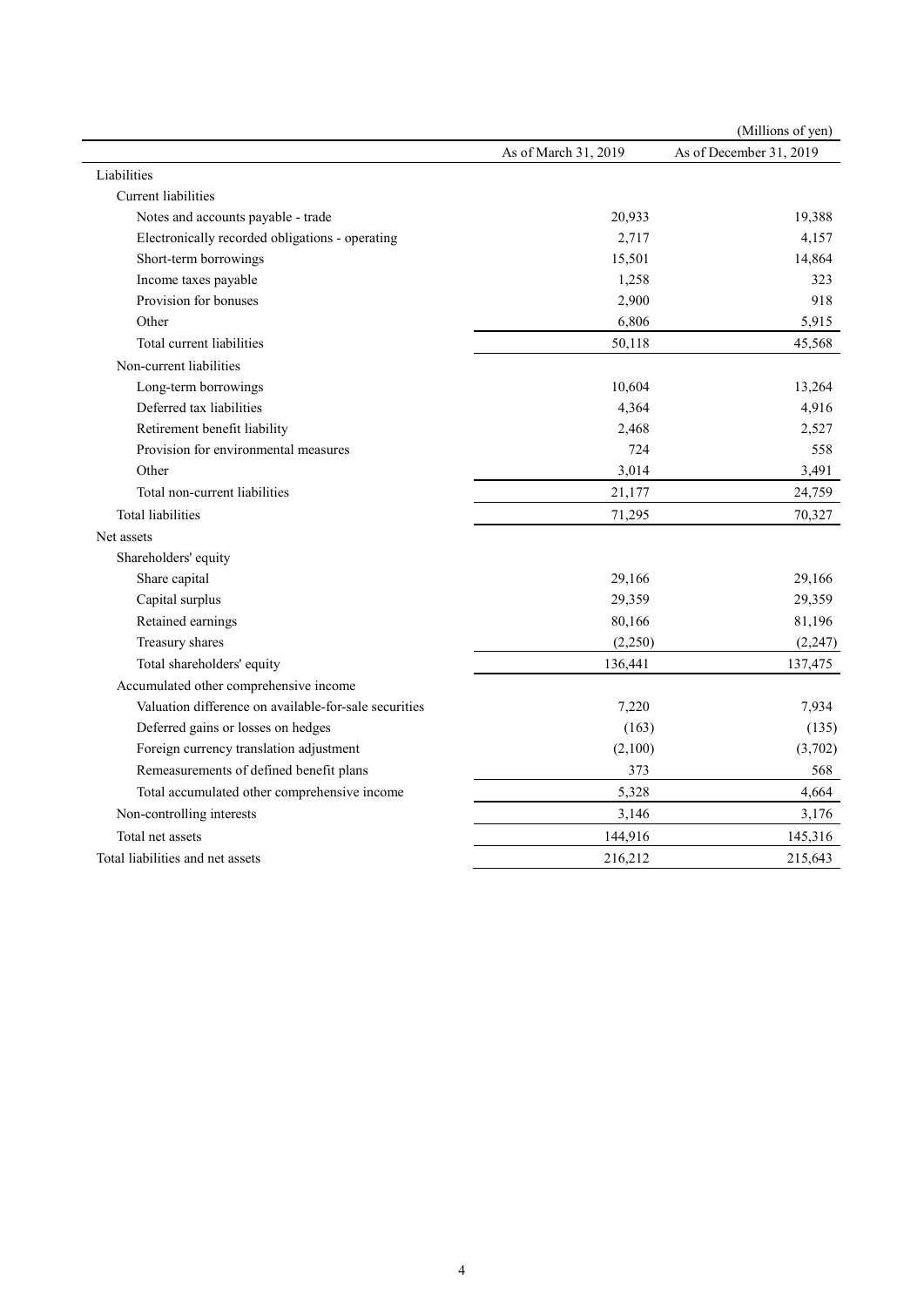(Millions of yen)

| | As of March 31, 2019 | As of December 31, 2019 |
|---|---|---|
| Liabilities | | |
| Current liabilities | | |
| Notes and accounts payable - trade | 20,933 | 19,388 |
| Electronically recorded obligations - operating | 2,717 | 4,157 |
| Short-term borrowings | 15,501 | 14,864 |
| Income taxes payable | 1,258 | 323 |
| Provision for bonuses | 2,900 | 918 |
| Other | 6,806 | 5,915 |
| Total current liabilities | 50,118 | 45,568 |
| Non-current liabilities | | |
| Long-term borrowings | 10,604 | 13,264 |
| Deferred tax liabilities | 4,364 | 4,916 |
| Retirement benefit liability | 2,468 | 2,527 |
| Provision for environmental measures | 724 | 558 |
| Other | 3,014 | 3,491 |
| Total non-current liabilities | 21,177 | 24,759 |
| Total liabilities | 71,295 | 70,327 |
| Net assets | | |
| Shareholders' equity | | |
| Share capital | 29,166 | 29,166 |
| Capital surplus | 29,359 | 29,359 |
| Retained earnings | 80,166 | 81,196 |
| Treasury shares | (2,250) | (2,247) |
| Total shareholders' equity | 136,441 | 137,475 |
| Accumulated other comprehensive income | | |
| Valuation difference on available-for-sale securities | 7,220 | 7,934 |
| Deferred gains or losses on hedges | (163) | (135) |
| Foreign currency translation adjustment | (2,100) | (3,702) |
| Remeasurements of defined benefit plans | 373 | 568 |
| Total accumulated other comprehensive income | 5,328 | 4,664 |
| Non-controlling interests | 3,146 | 3,176 |
| Total net assets | 144,916 | 145,316 |
| Total liabilities and net assets | 216,212 | 215,643 |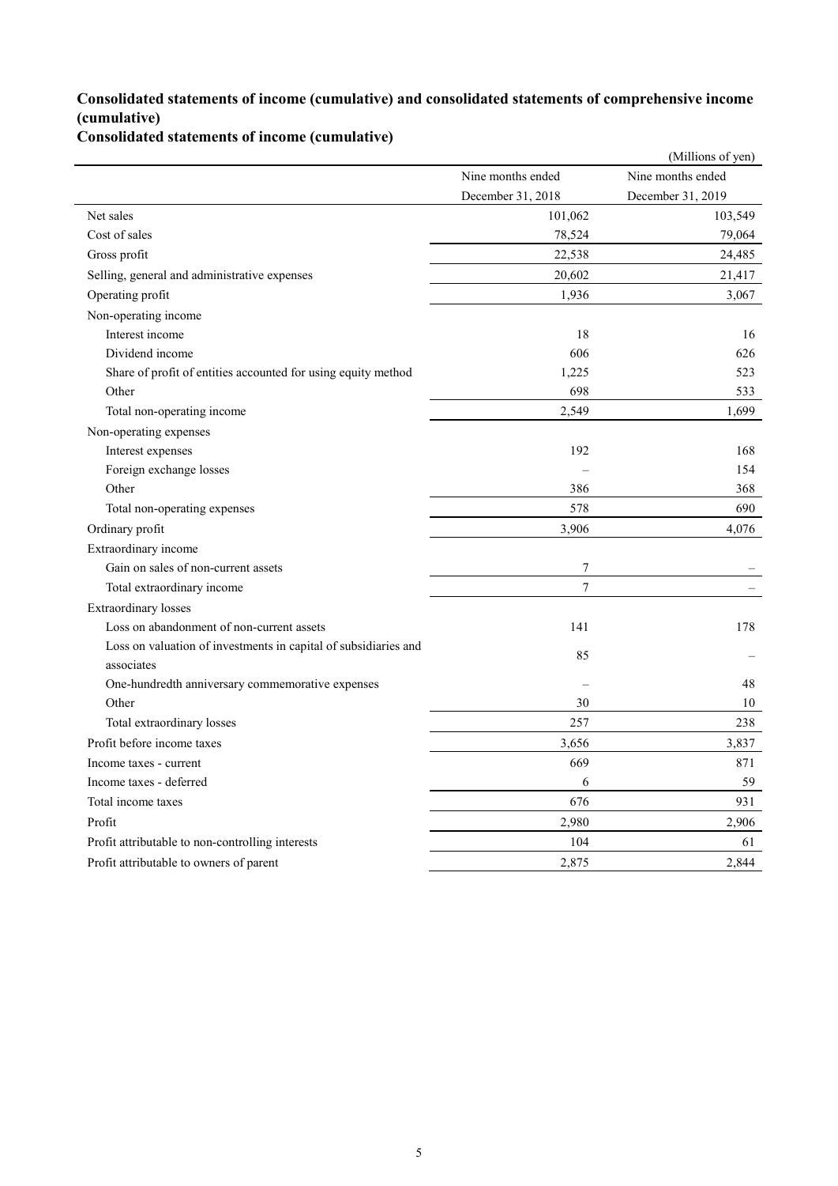### Consolidated statements of income (cumulative) and consolidated statements of comprehensive income (cumulative)

### Consolidated statements of income (cumulative)

(Millions of yen)

| | Nine months ended December 31, 2018 | Nine months ended December 31, 2019 |
|---|---|---|
| Net sales | 101,062 | 103,549 |
| Cost of sales | 78,524 | 79,064 |
| Gross profit | 22,538 | 24,485 |
| Selling, general and administrative expenses | 20,602 | 21,417 |
| Operating profit | 1,936 | 3,067 |
| Non-operating income | | |
| Interest income | 18 | 16 |
| Dividend income | 606 | 626 |
| Share of profit of entities accounted for using equity method | 1,225 | 523 |
| Other | 698 | 533 |
| Total non-operating income | 2,549 | 1,699 |
| Non-operating expenses | | |
| Interest expenses | 192 | 168 |
| Foreign exchange losses | – | 154 |
| Other | 386 | 368 |
| Total non-operating expenses | 578 | 690 |
| Ordinary profit | 3,906 | 4,076 |
| Extraordinary income | | |
| Gain on sales of non-current assets | 7 | – |
| Total extraordinary income | 7 | – |
| Extraordinary losses | | |
| Loss on abandonment of non-current assets | 141 | 178 |
| Loss on valuation of investments in capital of subsidiaries and associates | 85 | – |
| One-hundredth anniversary commemorative expenses | – | 48 |
| Other | 30 | 10 |
| Total extraordinary losses | 257 | 238 |
| Profit before income taxes | 3,656 | 3,837 |
| Income taxes - current | 669 | 871 |
| Income taxes - deferred | 6 | 59 |
| Total income taxes | 676 | 931 |
| Profit | 2,980 | 2,906 |
| Profit attributable to non-controlling interests | 104 | 61 |
| Profit attributable to owners of parent | 2,875 | 2,844 |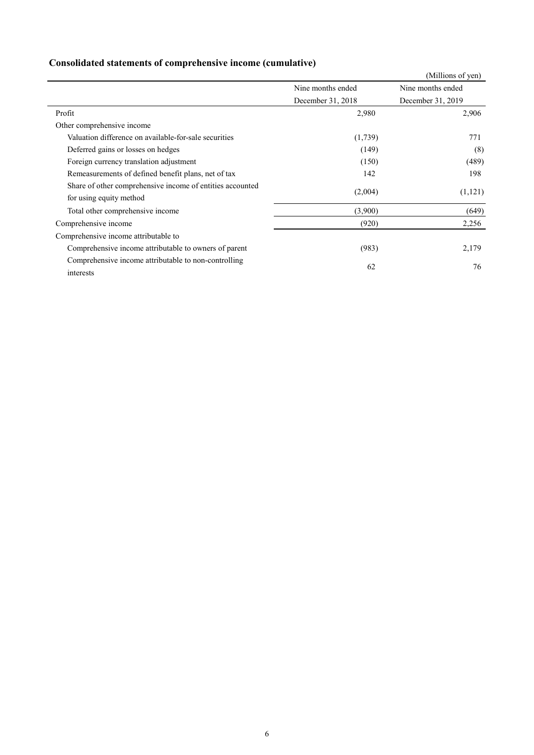## Consolidated statements of comprehensive income (cumulative)

(Millions of yen)

| | Nine months ended December 31, 2018 | Nine months ended December 31, 2019 |
|---|---|---|
| Profit | 2,980 | 2,906 |
| Other comprehensive income | | |
| Valuation difference on available-for-sale securities | (1,739) | 771 |
| Deferred gains or losses on hedges | (149) | (8) |
| Foreign currency translation adjustment | (150) | (489) |
| Remeasurements of defined benefit plans, net of tax | 142 | 198 |
| Share of other comprehensive income of entities accounted for using equity method | (2,004) | (1,121) |
| Total other comprehensive income | (3,900) | (649) |
| Comprehensive income | (920) | 2,256 |
| Comprehensive income attributable to | | |
| Comprehensive income attributable to owners of parent | (983) | 2,179 |
| Comprehensive income attributable to non-controlling interests | 62 | 76 |